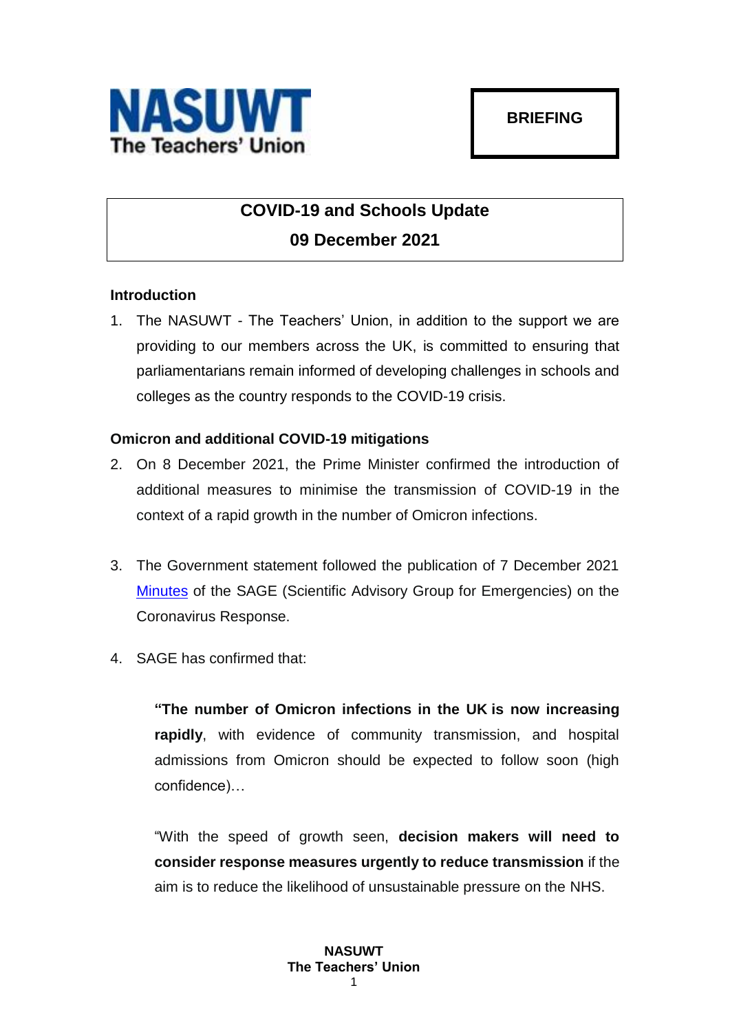**NASUWT**
**The Teachers' Union**

**BRIEFING**

# COVID-19 and Schools Update

## 09 December 2021

### Introduction

1. The NASUWT - The Teachers' Union, in addition to the support we are providing to our members across the UK, is committed to ensuring that parliamentarians remain informed of developing challenges in schools and colleges as the country responds to the COVID-19 crisis.

### Omicron and additional COVID-19 mitigations

2. On 8 December 2021, the Prime Minister confirmed the introduction of additional measures to minimise the transmission of COVID-19 in the context of a rapid growth in the number of Omicron infections.

3. The Government statement followed the publication of 7 December 2021 Minutes of the SAGE (Scientific Advisory Group for Emergencies) on the Coronavirus Response.

4. SAGE has confirmed that:

> **"The number of Omicron infections in the UK is now increasing rapidly**, with evidence of community transmission, and hospital admissions from Omicron should be expected to follow soon (high confidence)…
>
> "With the speed of growth seen, **decision makers will need to consider response measures urgently to reduce transmission** if the aim is to reduce the likelihood of unsustainable pressure on the NHS.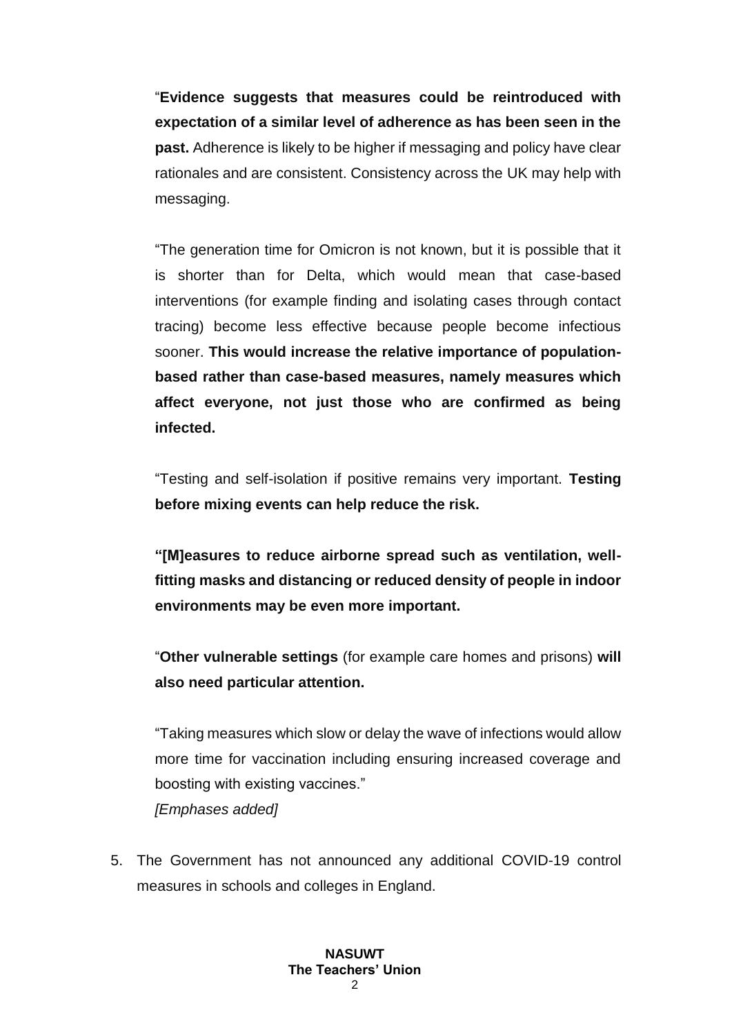“**Evidence suggests that measures could be reintroduced with expectation of a similar level of adherence as has been seen in the past.** Adherence is likely to be higher if messaging and policy have clear rationales and are consistent. Consistency across the UK may help with messaging.

“The generation time for Omicron is not known, but it is possible that it is shorter than for Delta, which would mean that case-based interventions (for example finding and isolating cases through contact tracing) become less effective because people become infectious sooner. **This would increase the relative importance of population-based rather than case-based measures, namely measures which affect everyone, not just those who are confirmed as being infected.**

“Testing and self-isolation if positive remains very important. **Testing before mixing events can help reduce the risk.**

**“[M]easures to reduce airborne spread such as ventilation, well-fitting masks and distancing or reduced density of people in indoor environments may be even more important.**

“**Other vulnerable settings** (for example care homes and prisons) **will also need particular attention.**

“Taking measures which slow or delay the wave of infections would allow more time for vaccination including ensuring increased coverage and boosting with existing vaccines.”
*[Emphases added]*

5. The Government has not announced any additional COVID-19 control measures in schools and colleges in England.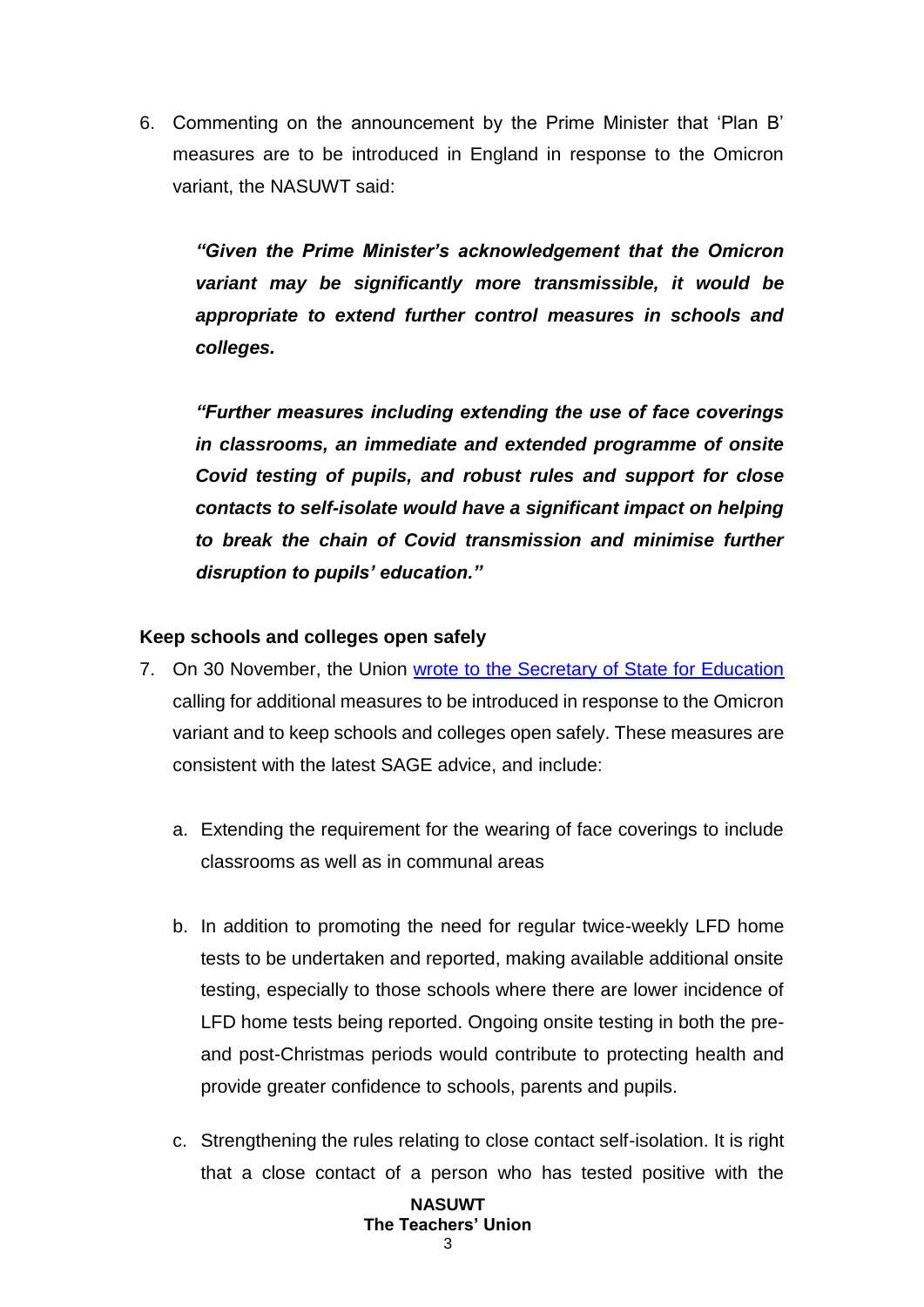6. Commenting on the announcement by the Prime Minister that 'Plan B' measures are to be introduced in England in response to the Omicron variant, the NASUWT said:

   ***"Given the Prime Minister's acknowledgement that the Omicron variant may be significantly more transmissible, it would be appropriate to extend further control measures in schools and colleges.***

   ***"Further measures including extending the use of face coverings in classrooms, an immediate and extended programme of onsite Covid testing of pupils, and robust rules and support for close contacts to self-isolate would have a significant impact on helping to break the chain of Covid transmission and minimise further disruption to pupils' education."***

**Keep schools and colleges open safely**

7. On 30 November, the Union wrote to the Secretary of State for Education calling for additional measures to be introduced in response to the Omicron variant and to keep schools and colleges open safely. These measures are consistent with the latest SAGE advice, and include:

   a. Extending the requirement for the wearing of face coverings to include classrooms as well as in communal areas

   b. In addition to promoting the need for regular twice-weekly LFD home tests to be undertaken and reported, making available additional onsite testing, especially to those schools where there are lower incidence of LFD home tests being reported. Ongoing onsite testing in both the pre- and post-Christmas periods would contribute to protecting health and provide greater confidence to schools, parents and pupils.

   c. Strengthening the rules relating to close contact self-isolation. It is right that a close contact of a person who has tested positive with the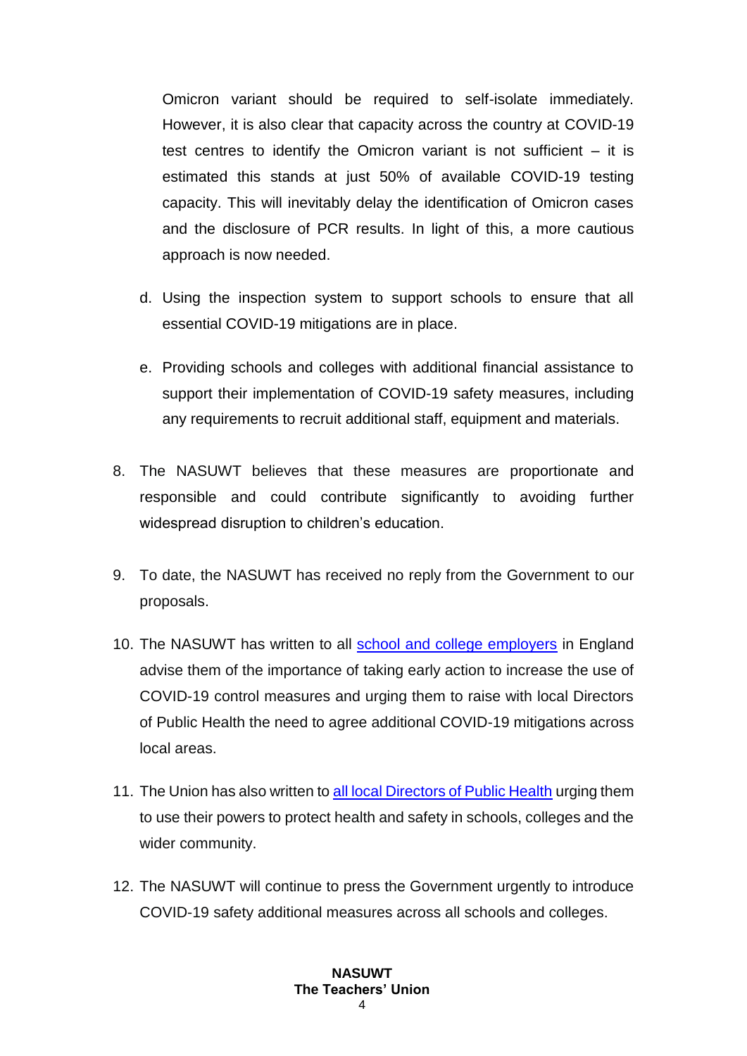Omicron variant should be required to self-isolate immediately. However, it is also clear that capacity across the country at COVID-19 test centres to identify the Omicron variant is not sufficient – it is estimated this stands at just 50% of available COVID-19 testing capacity. This will inevitably delay the identification of Omicron cases and the disclosure of PCR results. In light of this, a more cautious approach is now needed.

d. Using the inspection system to support schools to ensure that all essential COVID-19 mitigations are in place.

e. Providing schools and colleges with additional financial assistance to support their implementation of COVID-19 safety measures, including any requirements to recruit additional staff, equipment and materials.

8. The NASUWT believes that these measures are proportionate and responsible and could contribute significantly to avoiding further widespread disruption to children's education.

9. To date, the NASUWT has received no reply from the Government to our proposals.

10. The NASUWT has written to all school and college employers in England advise them of the importance of taking early action to increase the use of COVID-19 control measures and urging them to raise with local Directors of Public Health the need to agree additional COVID-19 mitigations across local areas.

11. The Union has also written to all local Directors of Public Health urging them to use their powers to protect health and safety in schools, colleges and the wider community.

12. The NASUWT will continue to press the Government urgently to introduce COVID-19 safety additional measures across all schools and colleges.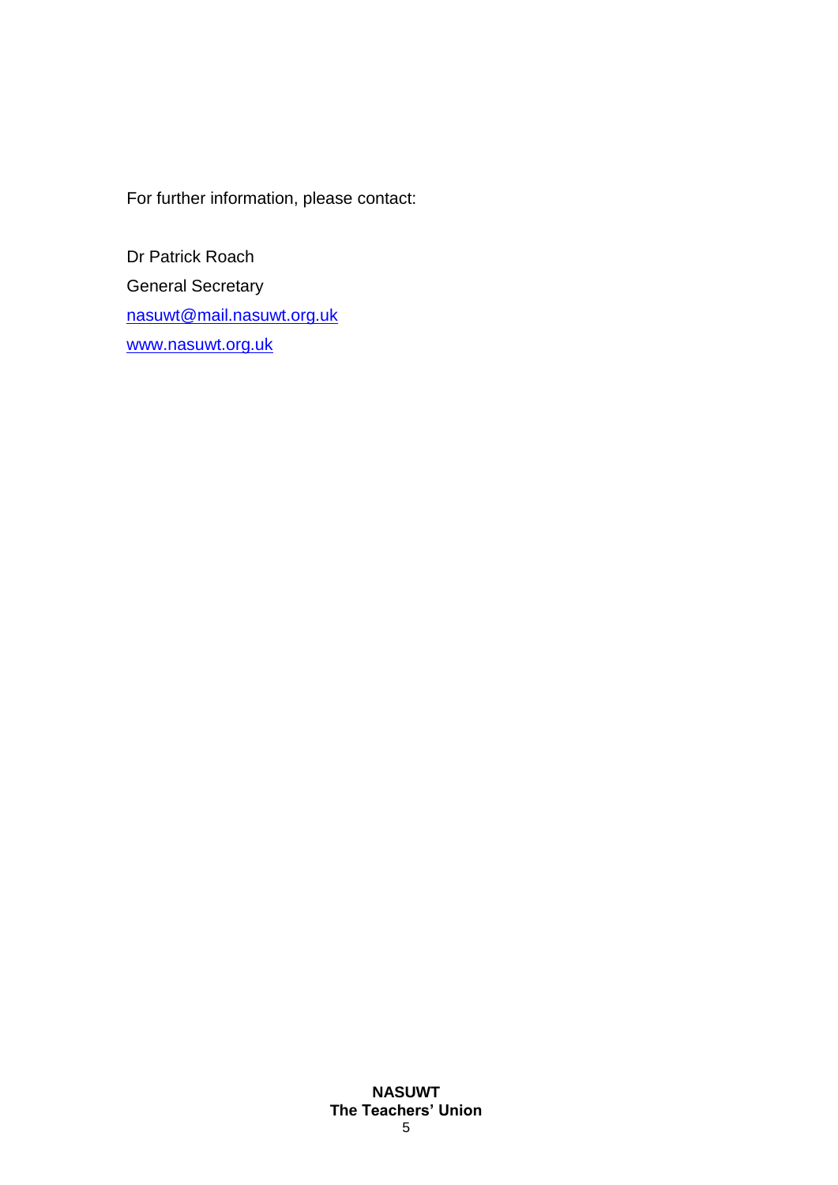For further information, please contact:

Dr Patrick Roach

General Secretary

nasuwt@mail.nasuwt.org.uk

www.nasuwt.org.uk

**NASUWT**
**The Teachers' Union**